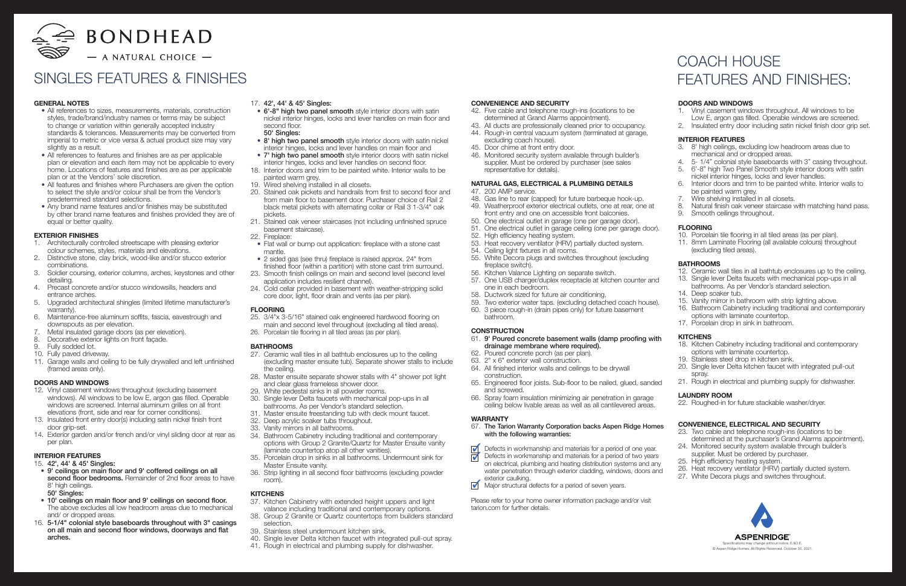# BONDHEAD

— A NATURAL CHOICE —

# SINGLES FEATURES & FINISHES

## GENERAL NOTES

- All references to sizes, measurements, materials, construction styles, trade/brand/industry names or terms may be subject to change or variation within generally accepted industry standards & tolerances. Measurements may be converted from imperial to metric or vice versa & actual product size may vary slightly as a result.
- All references to features and finishes are as per applicable plan or elevation and each item may not be applicable to every home. Locations of features and finishes are as per applicable plan or at the Vendors' sole discretion.
- All features and finishes where Purchasers are given the option to select the style and/or colour shall be from the Vendor's predetermined standard selections.
- Any brand name features and/or finishes may be substituted by other brand name features and finishes provided they are of equal or better quality.

## EXTERIOR FINISHES

1. Architecturally controlled streetscape with pleasing exterior colour schemes, styles, materials and elevations.
2. Distinctive stone, clay brick, wood-like and/or stucco exterior combinations.
3. Soldier coursing, exterior columns, arches, keystones and other detailing.
4. Precast concrete and/or stucco windowsills, headers and entrance arches.
5. Upgraded architectural shingles (limited lifetime manufacturer's warranty).
6. Maintenance-free aluminum soffits, fascia, eavestrough and downspouts as per elevation.
7. Metal insulated garage doors (as per elevation).
8. Decorative exterior lights on front façade.
9. Fully sodded lot.
10. Fully paved driveway.
11. Garage walls and ceiling to be fully drywalled and left unfinished (framed areas only).

## DOORS AND WINDOWS

12. Vinyl casement windows throughout (excluding basement windows). All windows to be low E, argon gas filled. Operable windows are screened. Internal aluminum grilles on all front elevations (front, side and rear for corner conditions).
13. Insulated front entry door(s) including satin nickel finish front door grip-set.
14. Exterior garden and/or french and/or vinyl sliding door at rear as per plan.

## INTERIOR FEATURES

15. **42', 44' & 45' Singles:**
    - **9' ceilings on main floor and 9' coffered ceilings on all second floor bedrooms.** Remainder of 2nd floor areas to have 8' high ceilings.

    **50' Singles:**
    - **10' ceilings on main floor and 9' ceilings on second floor.** The above excludes all low headroom areas due to mechanical and/ or dropped areas.
16. **5-1/4" colonial style baseboards throughout with 3" casings on all main and second floor windows, doorways and flat arches.**
17. **42', 44' & 45' Singles:**
    - **6'-8" high two panel smooth** style interior doors with satin nickel interior hinges, locks and lever handles on main floor and second floor.

    **50' Singles:**
    - **8' high two panel smooth** style interior doors with satin nickel interior hinges, locks and lever handles on main floor and
    - **7' high two panel smooth** style interior doors with satin nickel interior hinges, locks and lever handles on second floor.
18. Interior doors and trim to be painted white. Interior walls to be painted warm grey.
19. Wired shelving installed in all closets.
20. Stained oak pickets and handrails from first to second floor and from main floor to basement door. Purchaser choice of Rail 2 black metal pickets with alternating collar or Rail 3 1-3/4" oak pickets.
21. Stained oak veneer staircases (not including unfinished spruce basement staircase).
22. Fireplace:
    - Flat wall or bump out application: fireplace with a stone cast mantle.
    - 2 sided gas (see thru) fireplace is raised approx. 24" from finished floor (within a partition) with stone cast trim surround.
23. Smooth finish ceilings on main and second level (second level application includes resilient channel).
24. Cold cellar provided in basement with weather-stripping solid core door, light, floor drain and vents (as per plan).

## FLOORING

25. 3/4"x 3-5/16" stained oak engineered hardwood flooring on main and second level throughout (excluding all tiled areas).
26. Porcelain tile flooring in all tiled areas (as per plan).

## BATHROOMS

27. Ceramic wall tiles in all bathtub enclosures up to the ceiling (excluding master ensuite tub). Separate shower stalls to include the ceiling.
28. Master ensuite separate shower stalls with 4" shower pot light and clear glass frameless shower door.
29. White pedestal sinks in all powder rooms.
30. Single lever Delta faucets with mechanical pop-ups in all bathrooms. As per Vendor's standard selection.
31. Master ensuite freestanding tub with deck mount faucet.
32. Deep acrylic soaker tubs throughout.
33. Vanity mirrors in all bathrooms.
34. Bathroom Cabinetry including traditional and contemporary options with Group 2 Granite/Quartz for Master Ensuite vanity (laminate countertop atop all other vanities).
35. Porcelain drop in sinks in all bathrooms. Undermount sink for Master Ensuite vanity.
36. Strip lighting in all second floor bathrooms (excluding powder room).

## KITCHENS

37. Kitchen Cabinetry with extended height uppers and light valance including traditional and contemporary options.
38. Group 2 Granite or Quartz countertops from builders standard selection.
39. Stainless steel undermount kitchen sink.
40. Single lever Delta kitchen faucet with integrated pull-out spray.
41. Rough in electrical and plumbing supply for dishwasher.

## CONVENIENCE AND SECURITY

42. Five cable and telephone rough-ins (locations to be determined at Grand Alarms appointment).
43. All ducts are professionally cleaned prior to occupancy.
44. Rough-in central vacuum system (terminated at garage, excluding coach house).
45. Door chime at front entry door.
46. Monitored security system available through builder's supplier. Must be ordered by purchaser (see sales representative for details).

## NATURAL GAS, ELECTRICAL & PLUMBING DETAILS

47. 200 AMP service.
48. Gas line to rear (capped) for future barbeque hook-up.
49. Weatherproof exterior electrical outlets, one at rear, one at front entry and one on accessible front balconies.
50. One electrical outlet in garage (one per garage door).
51. One electrical outlet in garage ceiling (one per garage door).
52. High efficiency heating system.
53. Heat recovery ventilator (HRV) partially ducted system.
54. Ceiling light fixtures in all rooms.
55. White Decora plugs and switches throughout (excluding fireplace switch).
56. Kitchen Valance Lighting on separate switch.
57. One USB charger/duplex receptacle at kitchen counter and one in each bedroom.
58. Ductwork sized for future air conditioning.
59. Two exterior water taps. (excluding detached coach house).
60. 3 piece rough-in (drain pipes only) for future basement bathroom.

## CONSTRUCTION

61. **9' Poured concrete basement walls (damp proofing with drainage membrane where required).**
62. Poured concrete porch (as per plan).
63. 2" x 6" exterior wall construction.
64. All finished interior walls and ceilings to be drywall construction.
65. Engineered floor joists. Sub-floor to be nailed, glued, sanded and screwed.
66. Spray foam insulation minimizing air penetration in garage ceiling below livable areas as well as all cantilevered areas.

## WARRANTY

67. **The Tarion Warranty Corporation backs Aspen Ridge Homes with the following warranties:**

- ☑ Defects in workmanship and materials for a period of one year.
- ☑ Defects in workmanship and materials for a period of two years on electrical, plumbing and heating distribution systems and any water penetration through exterior cladding, windows, doors and exterior caulking.
- ☑ Major structural defects for a period of seven years.

Please refer to your home owner information package and/or visit tarion.com for further details.

# COACH HOUSE FEATURES AND FINISHES:

## DOORS AND WINDOWS

1. Vinyl casement windows throughout. All windows to be Low E, argon gas filled. Operable windows are screened.
2. Insulated entry door including satin nickel finish door grip set.

## INTERIOR FEATURES

3. 8' high ceilings, excluding low headroom areas due to mechanical and or dropped areas.
4. 5- 1/4" colonial style baseboards with 3" casing throughout.
5. 6'-8" high Two Panel Smooth style interior doors with satin nickel interior hinges, locks and lever handles.
6. Interior doors and trim to be painted white. Interior walls to be painted warm grey.
7. Wire shelving installed in all closets.
8. Natural finish oak veneer staircase with matching hand pass.
9. Smooth ceilings throughout.

## FLOORING

10. Porcelain tile flooring in all tiled areas (as per plan).
11. 8mm Laminate Flooring (all available colours) throughout (excluding tiled areas).

## BATHROOMS

12. Ceramic wall tiles in all bathtub enclosures up to the ceiling.
13. Single lever Delta faucets with mechanical pop-ups in all bathrooms. As per Vendor's standard selection.
14. Deep soaker tub.
15. Vanity mirror in bathroom with strip lighting above.
16. Bathroom Cabinetry including traditional and contemporary options with laminate countertop.
17. Porcelain drop in sink in bathroom.

## KITCHENS

18. Kitchen Cabinetry including traditional and contemporary options with laminate countertop.
19. Stainless steel drop in kitchen sink.
20. Single lever Delta kitchen faucet with integrated pull-out spray.
21. Rough in electrical and plumbing supply for dishwasher.

## LAUNDRY ROOM

22. Roughed-in for future stackable washer/dryer.

## CONVENIENCE, ELECTRICAL AND SECURITY

23. Two cable and telephone rough-ins (locations to be determined at the purchaser's Grand Alarms appointment).
24. Monitored security system available through builder's supplier. Must be ordered by purchaser.
25. High efficiency heating system.
26. Heat recovery ventilator (HRV) partially ducted system.
27. White Decora plugs and switches throughout.

ASPENRIDGE

Specifications may change without notice. E.&O.E.
© Aspen Ridge Homes. All Rights Reserved. October 30, 2021.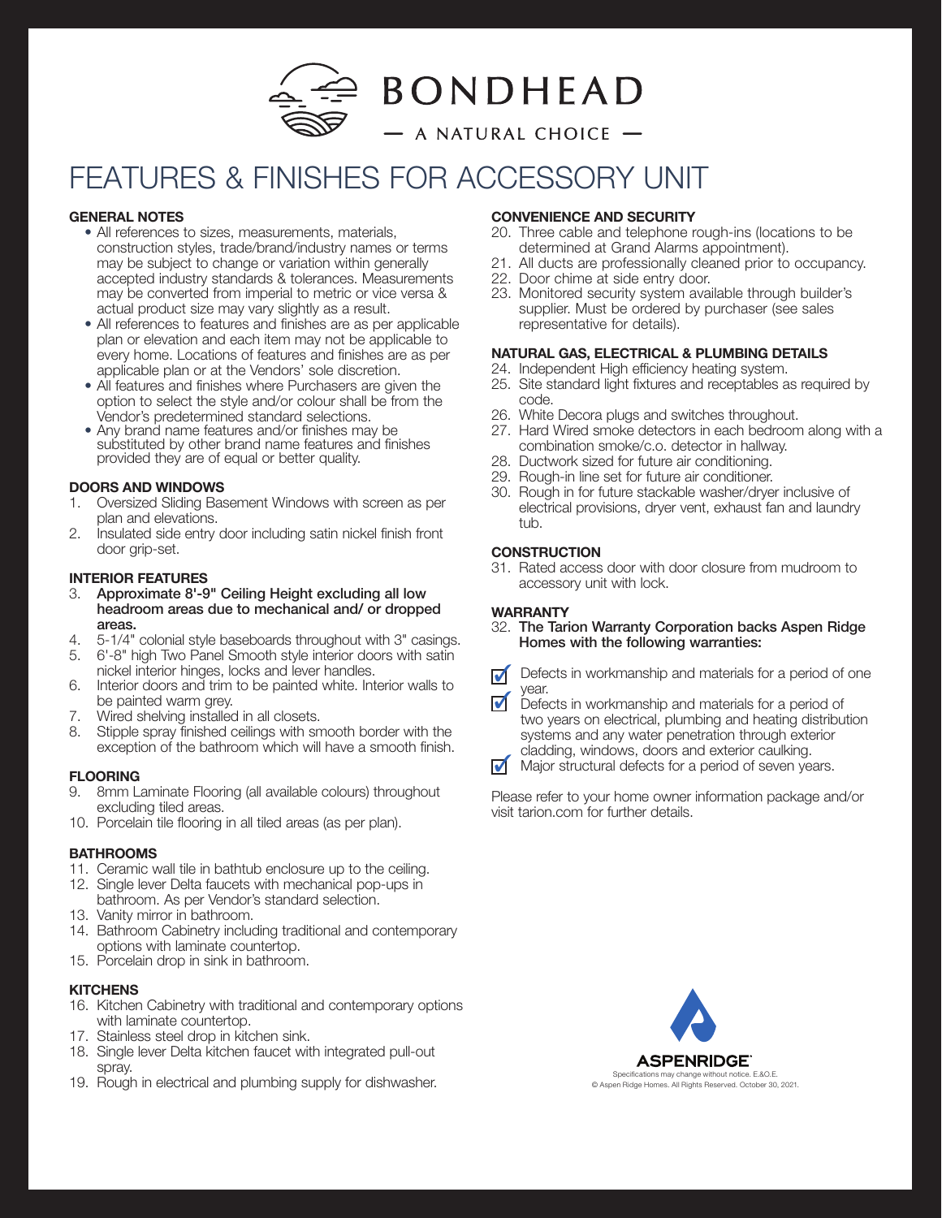BONDHEAD

— A NATURAL CHOICE —

# FEATURES & FINISHES FOR ACCESSORY UNIT

### GENERAL NOTES

- All references to sizes, measurements, materials, construction styles, trade/brand/industry names or terms may be subject to change or variation within generally accepted industry standards & tolerances. Measurements may be converted from imperial to metric or vice versa & actual product size may vary slightly as a result.
- All references to features and finishes are as per applicable plan or elevation and each item may not be applicable to every home. Locations of features and finishes are as per applicable plan or at the Vendors' sole discretion.
- All features and finishes where Purchasers are given the option to select the style and/or colour shall be from the Vendor's predetermined standard selections.
- Any brand name features and/or finishes may be substituted by other brand name features and finishes provided they are of equal or better quality.

### DOORS AND WINDOWS

1. Oversized Sliding Basement Windows with screen as per plan and elevations.
2. Insulated side entry door including satin nickel finish front door grip-set.

### INTERIOR FEATURES

3. **Approximate 8'-9" Ceiling Height excluding all low headroom areas due to mechanical and/ or dropped areas.**
4. 5-1/4" colonial style baseboards throughout with 3" casings.
5. 6'-8" high Two Panel Smooth style interior doors with satin nickel interior hinges, locks and lever handles.
6. Interior doors and trim to be painted white. Interior walls to be painted warm grey.
7. Wired shelving installed in all closets.
8. Stipple spray finished ceilings with smooth border with the exception of the bathroom which will have a smooth finish.

### FLOORING

9. 8mm Laminate Flooring (all available colours) throughout excluding tiled areas.
10. Porcelain tile flooring in all tiled areas (as per plan).

### BATHROOMS

11. Ceramic wall tile in bathtub enclosure up to the ceiling.
12. Single lever Delta faucets with mechanical pop-ups in bathroom. As per Vendor's standard selection.
13. Vanity mirror in bathroom.
14. Bathroom Cabinetry including traditional and contemporary options with laminate countertop.
15. Porcelain drop in sink in bathroom.

### KITCHENS

16. Kitchen Cabinetry with traditional and contemporary options with laminate countertop.
17. Stainless steel drop in kitchen sink.
18. Single lever Delta kitchen faucet with integrated pull-out spray.
19. Rough in electrical and plumbing supply for dishwasher.

### CONVENIENCE AND SECURITY

20. Three cable and telephone rough-ins (locations to be determined at Grand Alarms appointment).
21. All ducts are professionally cleaned prior to occupancy.
22. Door chime at side entry door.
23. Monitored security system available through builder's supplier. Must be ordered by purchaser (see sales representative for details).

### NATURAL GAS, ELECTRICAL & PLUMBING DETAILS

24. Independent High efficiency heating system.
25. Site standard light fixtures and receptables as required by code.
26. White Decora plugs and switches throughout.
27. Hard Wired smoke detectors in each bedroom along with a combination smoke/c.o. detector in hallway.
28. Ductwork sized for future air conditioning.
29. Rough-in line set for future air conditioner.
30. Rough in for future stackable washer/dryer inclusive of electrical provisions, dryer vent, exhaust fan and laundry tub.

### CONSTRUCTION

31. Rated access door with door closure from mudroom to accessory unit with lock.

### WARRANTY

32. **The Tarion Warranty Corporation backs Aspen Ridge Homes with the following warranties:**

- ☑ Defects in workmanship and materials for a period of one year.
- ☑ Defects in workmanship and materials for a period of two years on electrical, plumbing and heating distribution systems and any water penetration through exterior cladding, windows, doors and exterior caulking.
- ☑ Major structural defects for a period of seven years.

Please refer to your home owner information package and/or visit tarion.com for further details.

ASPENRIDGE

Specifications may change without notice. E.&O.E.
© Aspen Ridge Homes. All Rights Reserved. October 30, 2021.